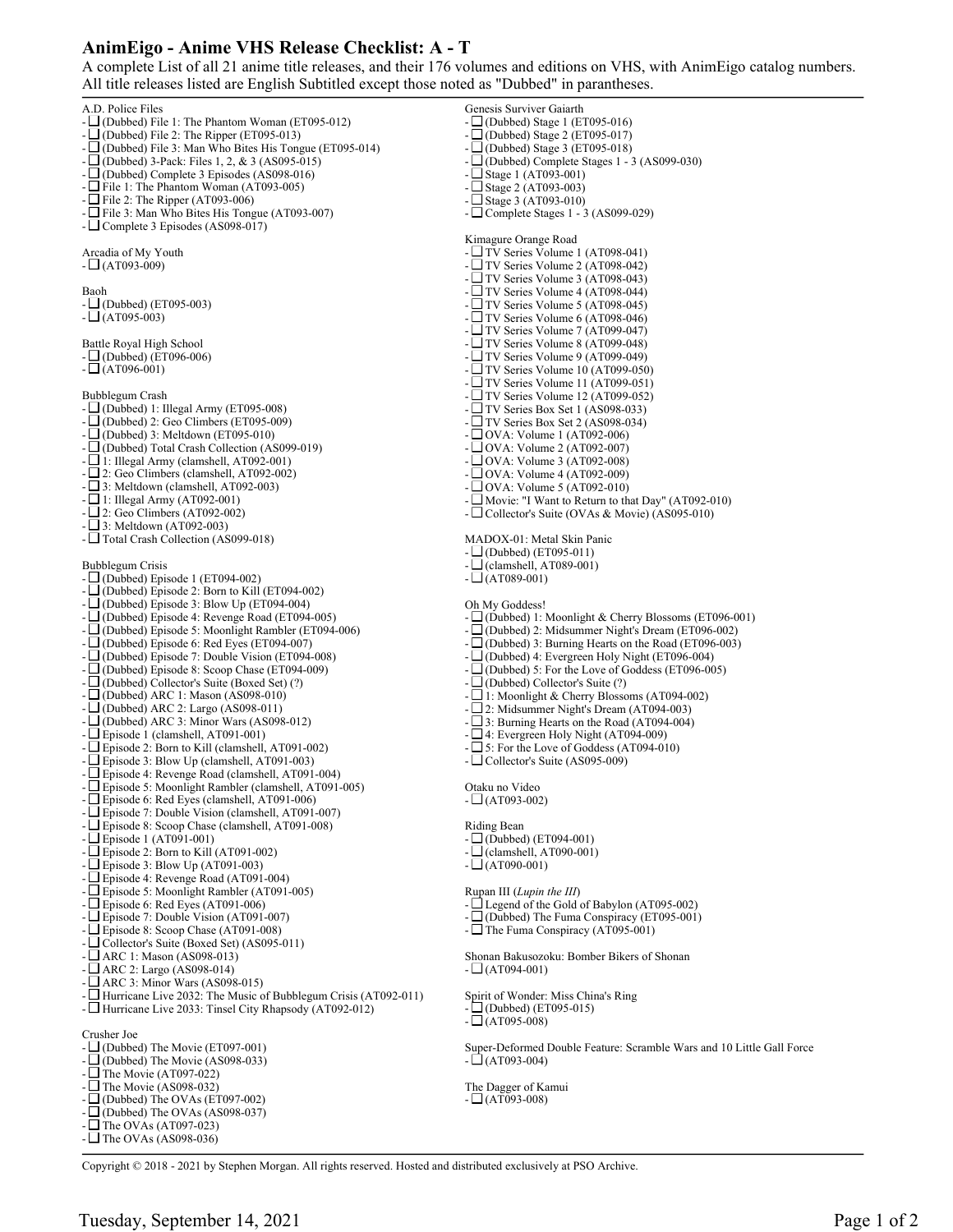# AnimEigo - Anime VHS Release Checklist: A - T

A complete List of all 21 anime title releases, and their 176 volumes and editions on VHS, with AnimEigo catalog numbers. All title releases listed are English Subtitled except those noted as "Dubbed" in parantheses.

A.D. Police Files
- ❑ (Dubbed) File 1: The Phantom Woman (ET095-012)
- ❑ (Dubbed) File 2: The Ripper (ET095-013)
- ❑ (Dubbed) File 3: Man Who Bites His Tongue (ET095-014)
- ❑ (Dubbed) 3-Pack: Files 1, 2, & 3 (AS095-015)
- ❑ (Dubbed) Complete 3 Episodes (AS098-016)
- ❑ File 1: The Phantom Woman (AT093-005)
- ❑ File 2: The Ripper (AT093-006)
- ❑ File 3: Man Who Bites His Tongue (AT093-007)
- ❑ Complete 3 Episodes (AS098-017)

Arcadia of My Youth
- ❑ (AT093-009)

Baoh
- ❑ (Dubbed) (ET095-003)
- ❑ (AT095-003)

Battle Royal High School
- ❑ (Dubbed) (ET096-006)
- ❑ (AT096-001)

Bubblegum Crash
- ❑ (Dubbed) 1: Illegal Army (ET095-008)
- ❑ (Dubbed) 2: Geo Climbers (ET095-009)
- ❑ (Dubbed) 3: Meltdown (ET095-010)
- ❑ (Dubbed) Total Crash Collection (AS099-019)
- ❑ 1: Illegal Army (clamshell, AT092-001)
- ❑ 2: Geo Climbers (clamshell, AT092-002)
- ❑ 3: Meltdown (clamshell, AT092-003)
- ❑ 1: Illegal Army (AT092-001)
- ❑ 2: Geo Climbers (AT092-002)
- ❑ 3: Meltdown (AT092-003)
- ❑ Total Crash Collection (AS099-018)

Bubblegum Crisis
- ❑ (Dubbed) Episode 1 (ET094-002)
- ❑ (Dubbed) Episode 2: Born to Kill (ET094-002)
- ❑ (Dubbed) Episode 3: Blow Up (ET094-004)
- ❑ (Dubbed) Episode 4: Revenge Road (ET094-005)
- ❑ (Dubbed) Episode 5: Moonlight Rambler (ET094-006)
- ❑ (Dubbed) Episode 6: Red Eyes (ET094-007)
- ❑ (Dubbed) Episode 7: Double Vision (ET094-008)
- ❑ (Dubbed) Episode 8: Scoop Chase (ET094-009)
- ❑ (Dubbed) Collector's Suite (Boxed Set) (?)
- ❑ (Dubbed) ARC 1: Mason (AS098-010)
- ❑ (Dubbed) ARC 2: Largo (AS098-011)
- ❑ (Dubbed) ARC 3: Minor Wars (AS098-012)
- ❑ Episode 1 (clamshell, AT091-001)
- ❑ Episode 2: Born to Kill (clamshell, AT091-002)
- ❑ Episode 3: Blow Up (clamshell, AT091-003)
- ❑ Episode 4: Revenge Road (clamshell, AT091-004)
- ❑ Episode 5: Moonlight Rambler (clamshell, AT091-005)
- ❑ Episode 6: Red Eyes (clamshell, AT091-006)
- ❑ Episode 7: Double Vision (clamshell, AT091-007)
- ❑ Episode 8: Scoop Chase (clamshell, AT091-008)
- ❑ Episode 1 (AT091-001)
- ❑ Episode 2: Born to Kill (AT091-002)
- ❑ Episode 3: Blow Up (AT091-003)
- ❑ Episode 4: Revenge Road (AT091-004)
- ❑ Episode 5: Moonlight Rambler (AT091-005)
- ❑ Episode 6: Red Eyes (AT091-006)
- ❑ Episode 7: Double Vision (AT091-007)
- ❑ Episode 8: Scoop Chase (AT091-008)
- ❑ Collector's Suite (Boxed Set) (AS095-011)
- ❑ ARC 1: Mason (AS098-013)
- ❑ ARC 2: Largo (AS098-014)
- ❑ ARC 3: Minor Wars (AS098-015)
- ❑ Hurricane Live 2032: The Music of Bubblegum Crisis (AT092-011)
- ❑ Hurricane Live 2033: Tinsel City Rhapsody (AT092-012)

Crusher Joe
- ❑ (Dubbed) The Movie (ET097-001)
- ❑ (Dubbed) The Movie (AS098-033)
- ❑ The Movie (AT097-022)
- ❑ The Movie (AS098-032)
- ❑ (Dubbed) The OVAs (ET097-002)
- ❑ (Dubbed) The OVAs (AS098-037)
- ❑ The OVAs (AT097-023)
- ❑ The OVAs (AS098-036)

Genesis Surviver Gaiarth
- ❑ (Dubbed) Stage 1 (ET095-016)
- ❑ (Dubbed) Stage 2 (ET095-017)
- ❑ (Dubbed) Stage 3 (ET095-018)
- ❑ (Dubbed) Complete Stages 1 - 3 (AS099-030)
- ❑ Stage 1 (AT093-001)
- ❑ Stage 2 (AT093-003)
- ❑ Stage 3 (AT093-010)
- ❑ Complete Stages 1 - 3 (AS099-029)

Kimagure Orange Road
- ❑ TV Series Volume 1 (AT098-041)
- ❑ TV Series Volume 2 (AT098-042)
- ❑ TV Series Volume 3 (AT098-043)
- ❑ TV Series Volume 4 (AT098-044)
- ❑ TV Series Volume 5 (AT098-045)
- ❑ TV Series Volume 6 (AT098-046)
- ❑ TV Series Volume 7 (AT099-047)
- ❑ TV Series Volume 8 (AT099-048)
- ❑ TV Series Volume 9 (AT099-049)
- ❑ TV Series Volume 10 (AT099-050)
- ❑ TV Series Volume 11 (AT099-051)
- ❑ TV Series Volume 12 (AT099-052)
- ❑ TV Series Box Set 1 (AS098-033)
- ❑ TV Series Box Set 2 (AS098-034)
- ❑ OVA: Volume 1 (AT092-006)
- ❑ OVA: Volume 2 (AT092-007)
- ❑ OVA: Volume 3 (AT092-008)
- ❑ OVA: Volume 4 (AT092-009)
- ❑ OVA: Volume 5 (AT092-010)
- ❑ Movie: "I Want to Return to that Day" (AT092-010)
- ❑ Collector's Suite (OVAs & Movie) (AS095-010)

MADOX-01: Metal Skin Panic
- ❑ (Dubbed) (ET095-011)
- ❑ (clamshell, AT089-001)
- ❑ (AT089-001)

Oh My Goddess!
- ❑ (Dubbed) 1: Moonlight & Cherry Blossoms (ET096-001)
- ❑ (Dubbed) 2: Midsummer Night's Dream (ET096-002)
- ❑ (Dubbed) 3: Burning Hearts on the Road (ET096-003)
- ❑ (Dubbed) 4: Evergreen Holy Night (ET096-004)
- ❑ (Dubbed) 5: For the Love of Goddess (ET096-005)
- ❑ (Dubbed) Collector's Suite (?)
- ❑ 1: Moonlight & Cherry Blossoms (AT094-002)
- ❑ 2: Midsummer Night's Dream (AT094-003)
- ❑ 3: Burning Hearts on the Road (AT094-004)
- ❑ 4: Evergreen Holy Night (AT094-009)
- ❑ 5: For the Love of Goddess (AT094-010)
- ❑ Collector's Suite (AS095-009)

Otaku no Video
- ❑ (AT093-002)

Riding Bean
- ❑ (Dubbed) (ET094-001)
- ❑ (clamshell, AT090-001)
- ❑ (AT090-001)

Rupan III (*Lupin the III*)
- ❑ Legend of the Gold of Babylon (AT095-002)
- ❑ (Dubbed) The Fuma Conspiracy (ET095-001)
- ❑ The Fuma Conspiracy (AT095-001)

Shonan Bakusozoku: Bomber Bikers of Shonan
- ❑ (AT094-001)

Spirit of Wonder: Miss China's Ring
- ❑ (Dubbed) (ET095-015)
- ❑ (AT095-008)

Super-Deformed Double Feature: Scramble Wars and 10 Little Gall Force
- ❑ (AT093-004)

The Dagger of Kamui
- ❑ (AT093-008)

Copyright © 2018 - 2021 by Stephen Morgan. All rights reserved. Hosted and distributed exclusively at PSO Archive.

Tuesday, September 14, 2021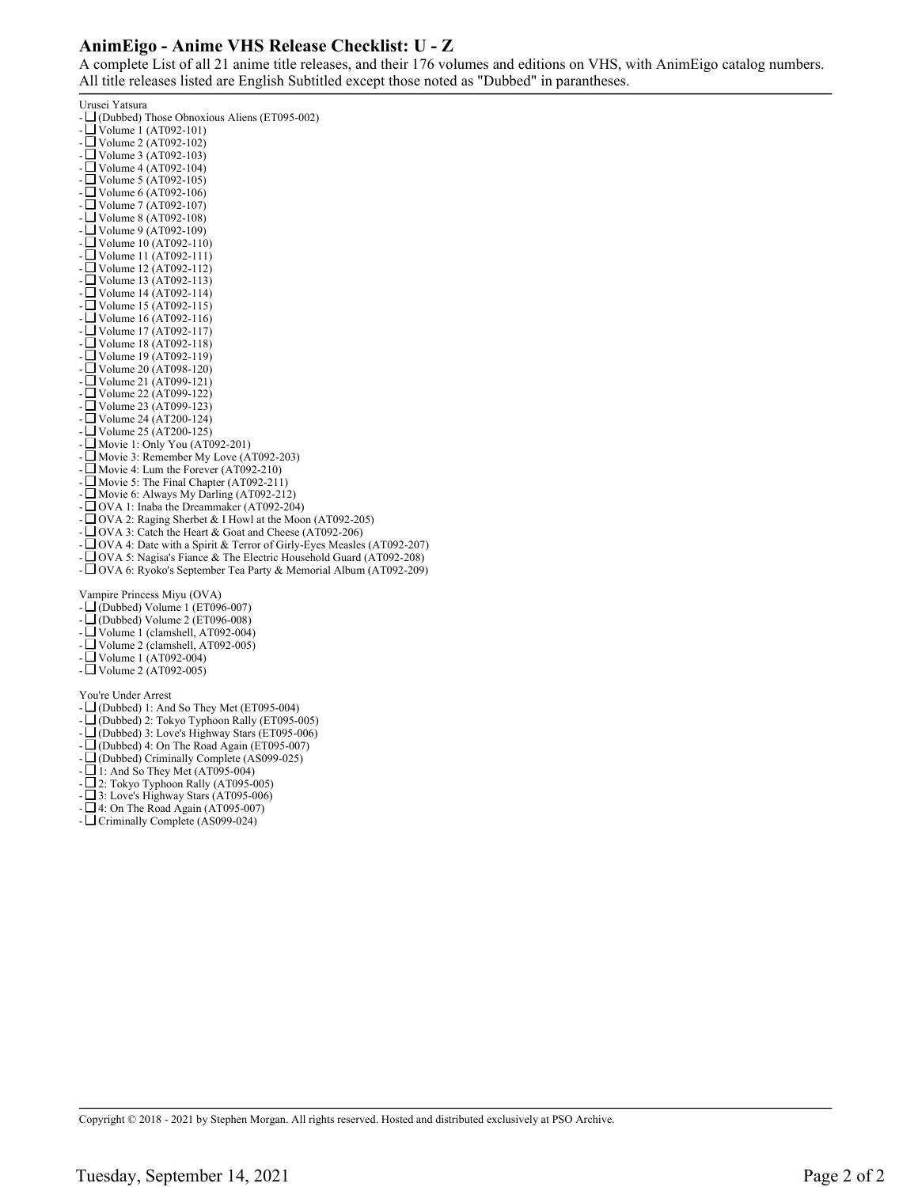## AnimEigo - Anime VHS Release Checklist: U - Z

A complete List of all 21 anime title releases, and their 176 volumes and editions on VHS, with AnimEigo catalog numbers.
All title releases listed are English Subtitled except those noted as "Dubbed" in parantheses.

Urusei Yatsura
- ❑ (Dubbed) Those Obnoxious Aliens (ET095-002)
- ❑ Volume 1 (AT092-101)
- ❑ Volume 2 (AT092-102)
- ❑ Volume 3 (AT092-103)
- ❑ Volume 4 (AT092-104)
- ❑ Volume 5 (AT092-105)
- ❑ Volume 6 (AT092-106)
- ❑ Volume 7 (AT092-107)
- ❑ Volume 8 (AT092-108)
- ❑ Volume 9 (AT092-109)
- ❑ Volume 10 (AT092-110)
- ❑ Volume 11 (AT092-111)
- ❑ Volume 12 (AT092-112)
- ❑ Volume 13 (AT092-113)
- ❑ Volume 14 (AT092-114)
- ❑ Volume 15 (AT092-115)
- ❑ Volume 16 (AT092-116)
- ❑ Volume 17 (AT092-117)
- ❑ Volume 18 (AT092-118)
- ❑ Volume 19 (AT092-119)
- ❑ Volume 20 (AT098-120)
- ❑ Volume 21 (AT099-121)
- ❑ Volume 22 (AT099-122)
- ❑ Volume 23 (AT099-123)
- ❑ Volume 24 (AT200-124)
- ❑ Volume 25 (AT200-125)
- ❑ Movie 1: Only You (AT092-201)
- ❑ Movie 3: Remember My Love (AT092-203)
- ❑ Movie 4: Lum the Forever (AT092-210)
- ❑ Movie 5: The Final Chapter (AT092-211)
- ❑ Movie 6: Always My Darling (AT092-212)
- ❑ OVA 1: Inaba the Dreammaker (AT092-204)
- ❑ OVA 2: Raging Sherbet & I Howl at the Moon (AT092-205)
- ❑ OVA 3: Catch the Heart & Goat and Cheese (AT092-206)
- ❑ OVA 4: Date with a Spirit & Terror of Girly-Eyes Measles (AT092-207)
- ❑ OVA 5: Nagisa's Fiance & The Electric Household Guard (AT092-208)
- ❑ OVA 6: Ryoko's September Tea Party & Memorial Album (AT092-209)

Vampire Princess Miyu (OVA)
- ❑ (Dubbed) Volume 1 (ET096-007)
- ❑ (Dubbed) Volume 2 (ET096-008)
- ❑ Volume 1 (clamshell, AT092-004)
- ❑ Volume 2 (clamshell, AT092-005)
- ❑ Volume 1 (AT092-004)
- ❑ Volume 2 (AT092-005)

You're Under Arrest
- ❑ (Dubbed) 1: And So They Met (ET095-004)
- ❑ (Dubbed) 2: Tokyo Typhoon Rally (ET095-005)
- ❑ (Dubbed) 3: Love's Highway Stars (ET095-006)
- ❑ (Dubbed) 4: On The Road Again (ET095-007)
- ❑ (Dubbed) Criminally Complete (AS099-025)
- ❑ 1: And So They Met (AT095-004)
- ❑ 2: Tokyo Typhoon Rally (AT095-005)
- ❑ 3: Love's Highway Stars (AT095-006)
- ❑ 4: On The Road Again (AT095-007)
- ❑ Criminally Complete (AS099-024)

Copyright © 2018 - 2021 by Stephen Morgan. All rights reserved. Hosted and distributed exclusively at PSO Archive.

Tuesday, September 14, 2021